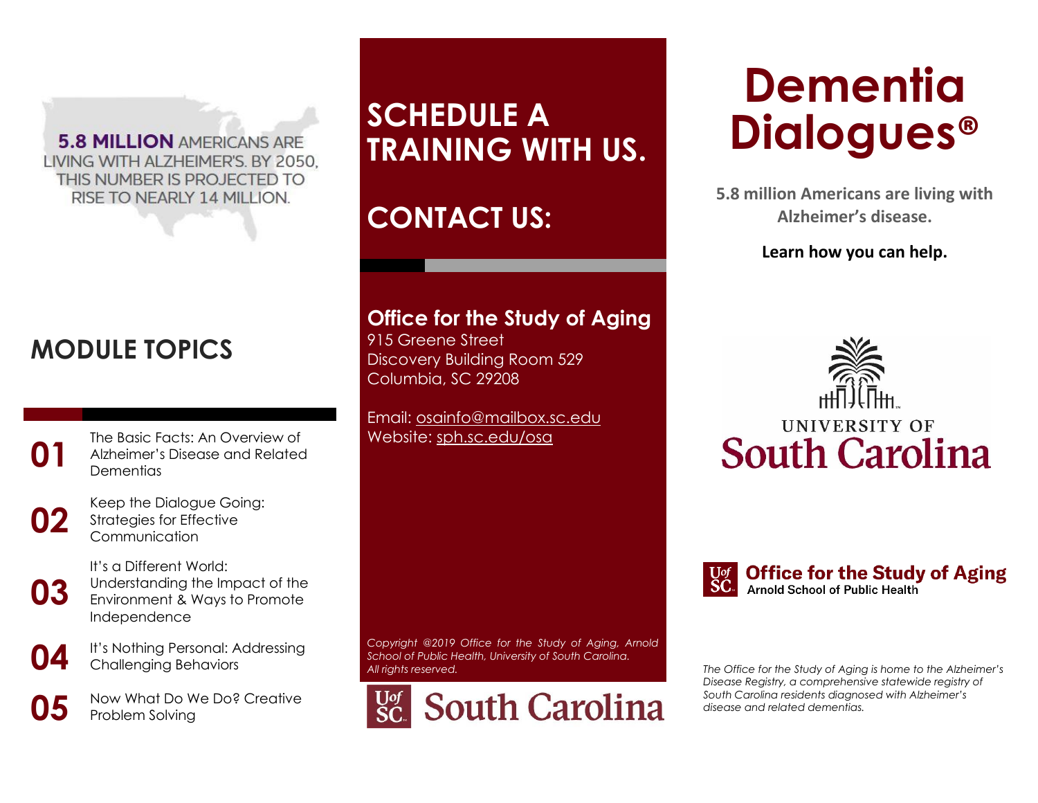5.8 MILLION AMERICANS ARE LIVING WITH ALZHEIMER'S. BY 2050, THIS NUMBER IS PROJECTED TO RISE TO NEARLY 14 MILLION.

## MODULE TOPICS

**01** The Basic Facts: An Overview of Alzheimer's Disease and Related Dementias

**02** Keep the Dialogue Going: Strategies for Effective Communication

**03** It's a Different World: Understanding the Impact of the Environment & Ways to Promote Independence

**04** It's Nothing Personal: Addressing Challenging Behaviors

**05** Now What Do We Do? Creative Problem Solving

## SCHEDULE A TRAINING WITH US.

## CONTACT US:

**Office for the Study of Aging**
915 Greene Street
Discovery Building Room 529
Columbia, SC 29208

Email: osainfo@mailbox.sc.edu
Website: sph.sc.edu/osa

*Copyright @2019 Office for the Study of Aging, Arnold School of Public Health, University of South Carolina. All rights reserved.*

UofSC South Carolina

# Dementia Dialogues®

**5.8 million Americans are living with Alzheimer's disease.**

**Learn how you can help.**

UNIVERSITY OF South Carolina

UofSC **Office for the Study of Aging**
Arnold School of Public Health

*The Office for the Study of Aging is home to the Alzheimer's Disease Registry, a comprehensive statewide registry of South Carolina residents diagnosed with Alzheimer's disease and related dementias.*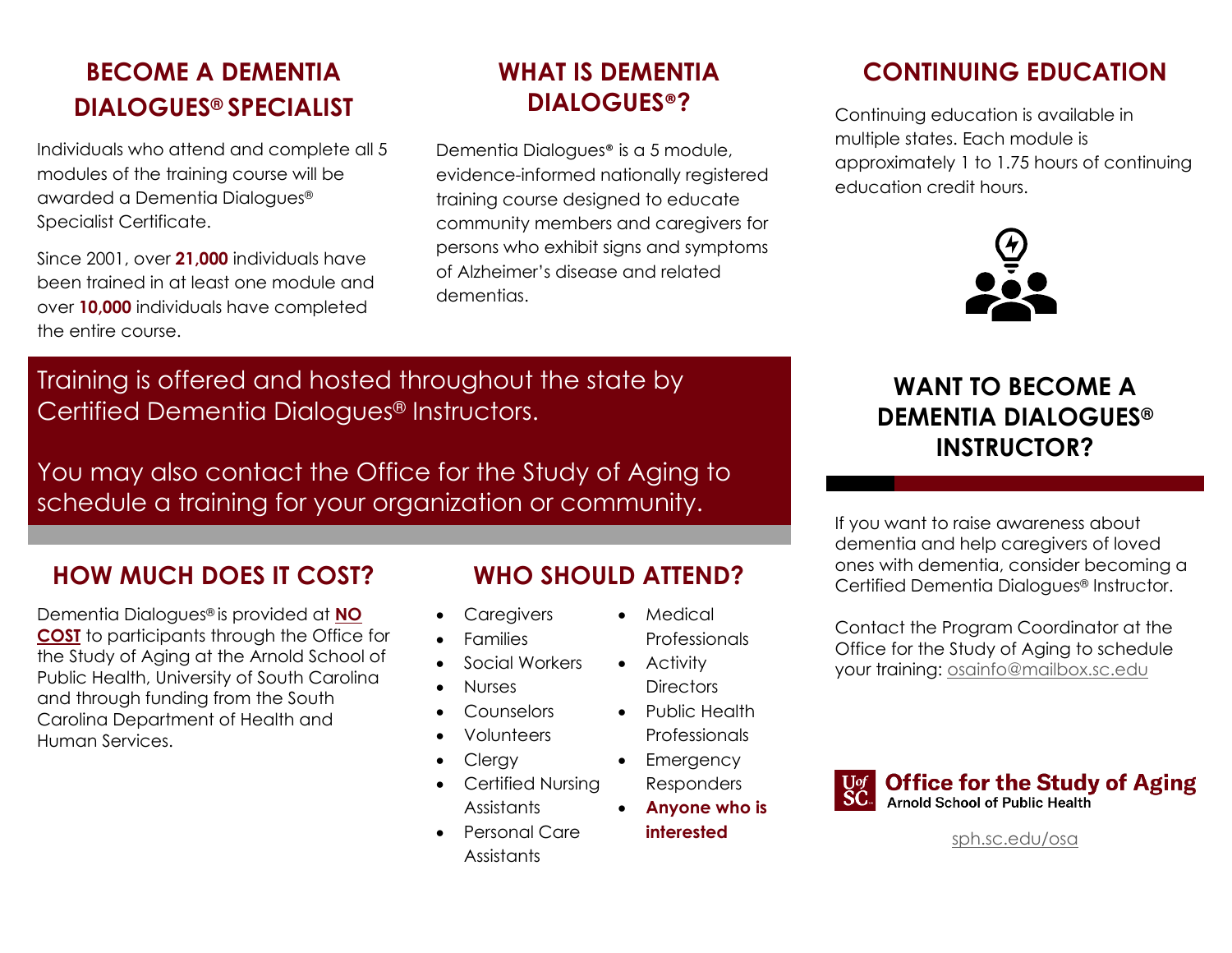## BECOME A DEMENTIA DIALOGUES® SPECIALIST

Individuals who attend and complete all 5 modules of the training course will be awarded a Dementia Dialogues® Specialist Certificate.

Since 2001, over **21,000** individuals have been trained in at least one module and over **10,000** individuals have completed the entire course.

## WHAT IS DEMENTIA DIALOGUES®?

Dementia Dialogues® is a 5 module, evidence-informed nationally registered training course designed to educate community members and caregivers for persons who exhibit signs and symptoms of Alzheimer's disease and related dementias.

Training is offered and hosted throughout the state by Certified Dementia Dialogues® Instructors.

You may also contact the Office for the Study of Aging to schedule a training for your organization or community.

## HOW MUCH DOES IT COST?

Dementia Dialogues® is provided at **NO COST** to participants through the Office for the Study of Aging at the Arnold School of Public Health, University of South Carolina and through funding from the South Carolina Department of Health and Human Services.

## WHO SHOULD ATTEND?

- Caregivers
- Families
- Social Workers
- Nurses
- Counselors
- Volunteers
- Clergy
- Certified Nursing Assistants
- Personal Care Assistants
- Medical Professionals
- Activity Directors
- Public Health Professionals
- Emergency Responders
- **Anyone who is interested**

## CONTINUING EDUCATION

Continuing education is available in multiple states. Each module is approximately 1 to 1.75 hours of continuing education credit hours.

## WANT TO BECOME A DEMENTIA DIALOGUES® INSTRUCTOR?

If you want to raise awareness about dementia and help caregivers of loved ones with dementia, consider becoming a Certified Dementia Dialogues® Instructor.

Contact the Program Coordinator at the Office for the Study of Aging to schedule your training: osainfo@mailbox.sc.edu

**Office for the Study of Aging**
Arnold School of Public Health

sph.sc.edu/osa